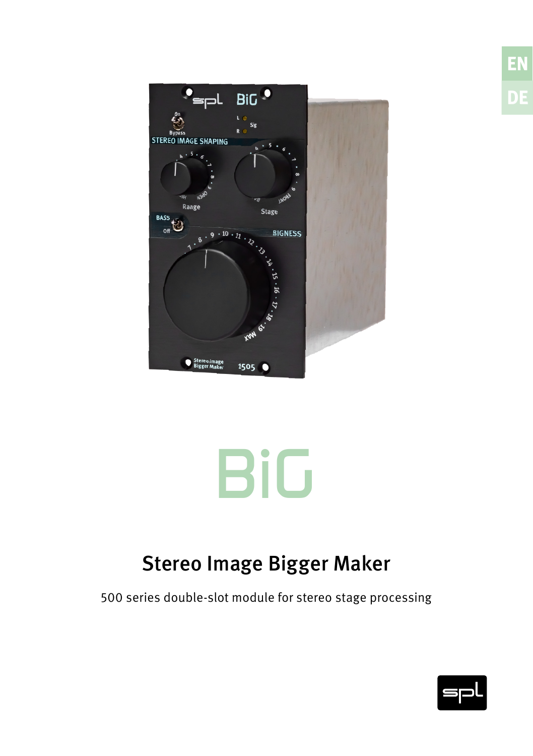EN

DE

# BiG

## Stereo Image Bigger Maker

500 series double-slot module for stereo stage processing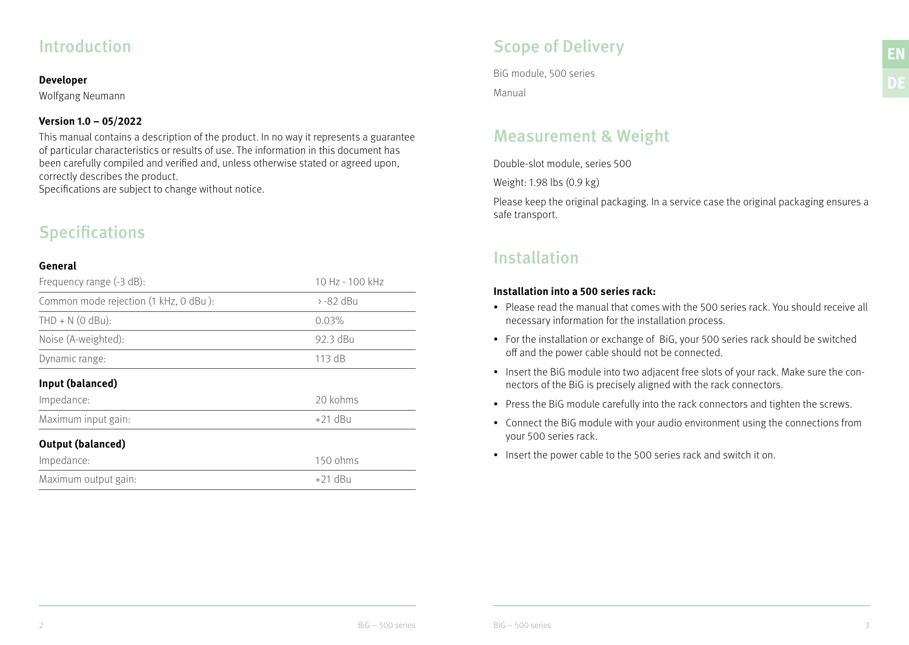## Introduction

**Developer**

Wolfgang Neumann

**Version 1.0 – 05/2022**

This manual contains a description of the product. In no way it represents a guarantee of particular characteristics or results of use. The information in this document has been carefully compiled and verified and, unless otherwise stated or agreed upon, correctly describes the product.
Specifications are subject to change without notice.

## Specifications

**General**

| | |
|---|---|
| Frequency range (-3 dB): | 10 Hz - 100 kHz |
| Common mode rejection (1 kHz, 0 dBu ): | > -82 dBu |
| THD + N (0 dBu): | 0.03% |
| Noise (A-weighted): | 92.3 dBu |
| Dynamic range: | 113 dB |

**Input (balanced)**

| | |
|---|---|
| Impedance: | 20 kohms |
| Maximum input gain: | +21 dBu |

**Output (balanced)**

| | |
|---|---|
| Impedance: | 150 ohms |
| Maximum output gain: | +21 dBu |

## Scope of Delivery

BiG module, 500 series

Manual

## Measurement & Weight

Double-slot module, series 500

Weight: 1.98 lbs (0.9 kg)

Please keep the original packaging. In a service case the original packaging ensures a safe transport.

## Installation

**Installation into a 500 series rack:**

- Please read the manual that comes with the 500 series rack. You should receive all necessary information for the installation process.
- For the installation or exchange of BiG, your 500 series rack should be switched off and the power cable should not be connected.
- Insert the BiG module into two adjacent free slots of your rack. Make sure the connectors of the BiG is precisely aligned with the rack connectors.
- Press the BiG module carefully into the rack connectors and tighten the screws.
- Connect the BiG module with your audio environment using the connections from your 500 series rack.
- Insert the power cable to the 500 series rack and switch it on.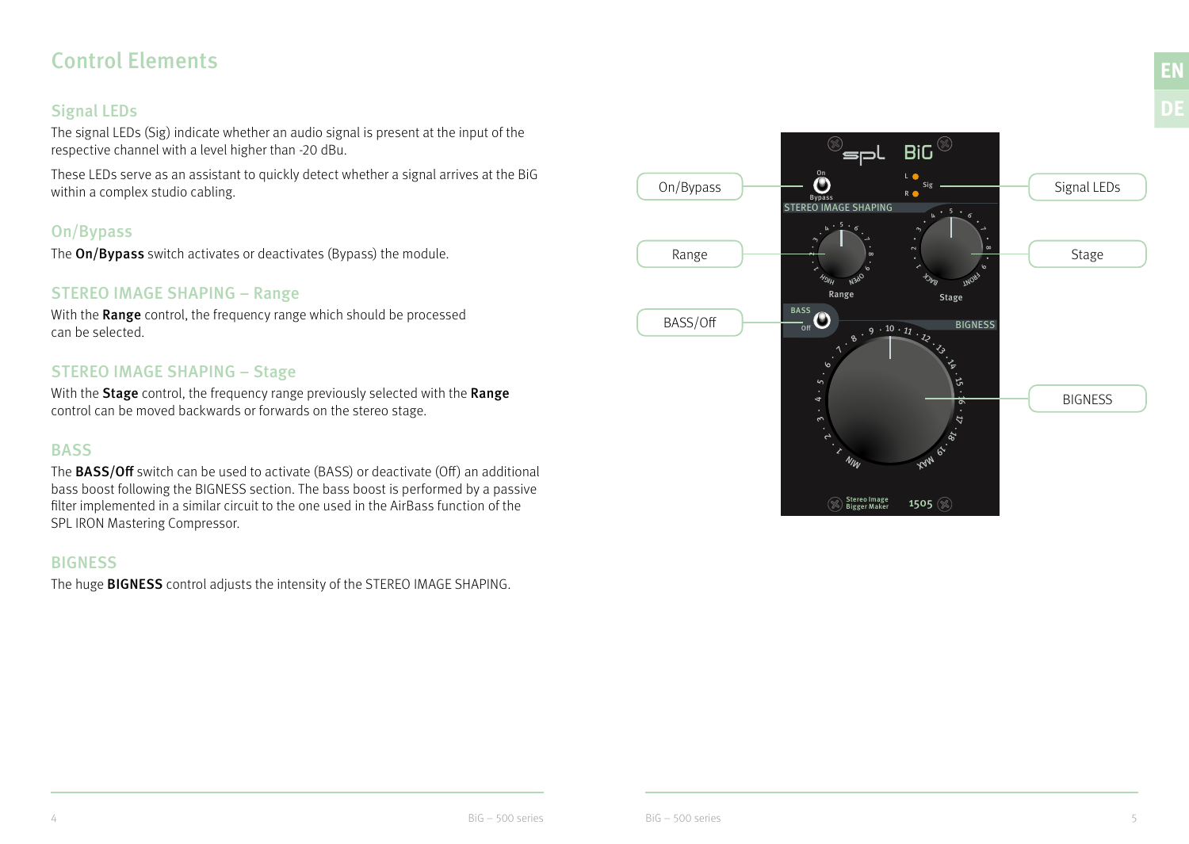# Control Elements

## Signal LEDs

The signal LEDs (Sig) indicate whether an audio signal is present at the input of the respective channel with a level higher than -20 dBu.

These LEDs serve as an assistant to quickly detect whether a signal arrives at the BiG within a complex studio cabling.

## On/Bypass

The **On/Bypass** switch activates or deactivates (Bypass) the module.

## STEREO IMAGE SHAPING – Range

With the **Range** control, the frequency range which should be processed can be selected.

## STEREO IMAGE SHAPING – Stage

With the **Stage** control, the frequency range previously selected with the **Range** control can be moved backwards or forwards on the stereo stage.

## BASS

The **BASS/Off** switch can be used to activate (BASS) or deactivate (Off) an additional bass boost following the BIGNESS section. The bass boost is performed by a passive filter implemented in a similar circuit to the one used in the AirBass function of the SPL IRON Mastering Compressor.

## BIGNESS

The huge **BIGNESS** control adjusts the intensity of the STEREO IMAGE SHAPING.

On/Bypass

Range

BASS/Off

Signal LEDs

Stage

BIGNESS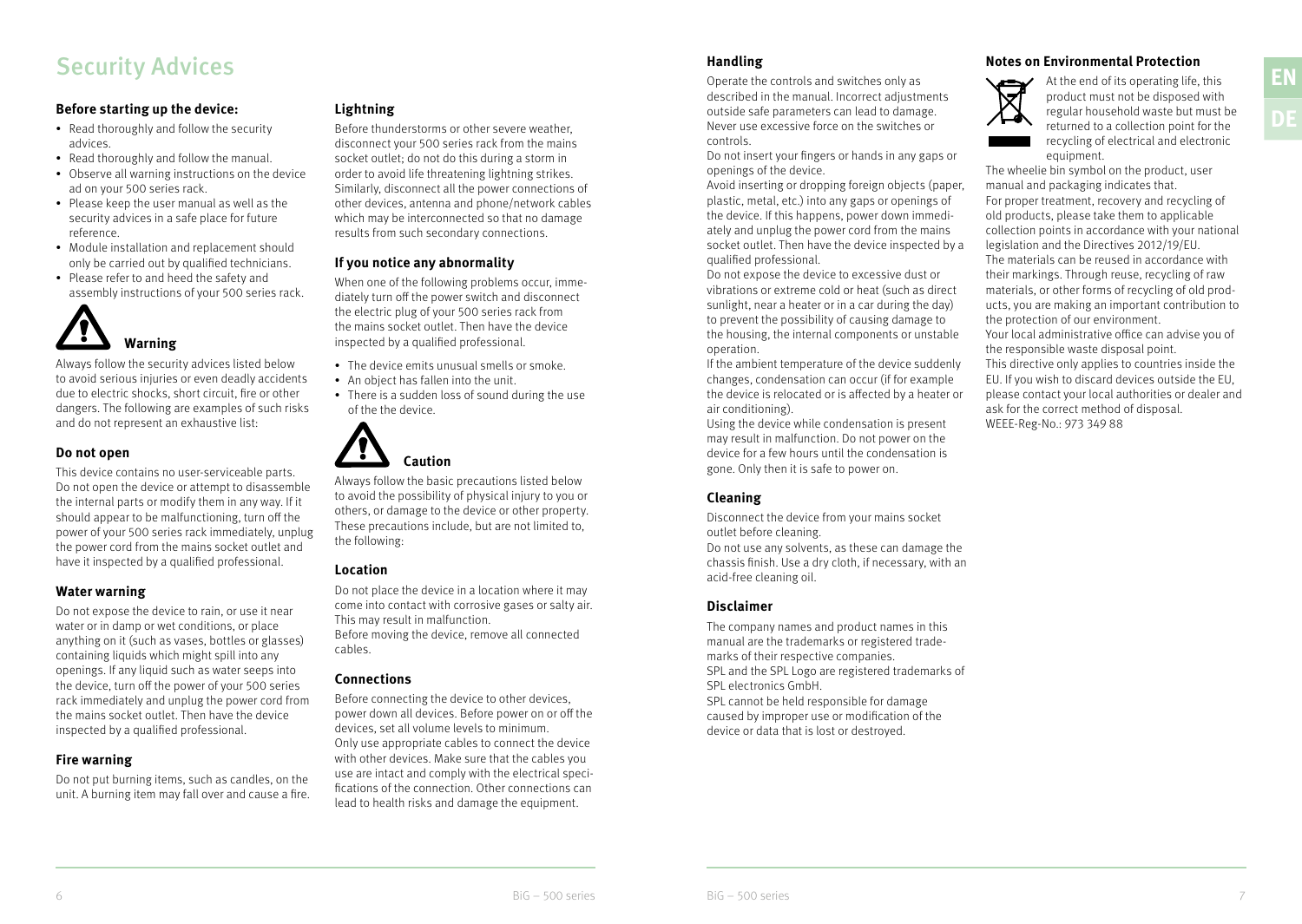# Security Advices

### Before starting up the device:

- Read thoroughly and follow the security advices.
- Read thoroughly and follow the manual.
- Observe all warning instructions on the device ad on your 500 series rack.
- Please keep the user manual as well as the security advices in a safe place for future reference.
- Module installation and replacement should only be carried out by qualified technicians.
- Please refer to and heed the safety and assembly instructions of your 500 series rack.

### Warning

Always follow the security advices listed below to avoid serious injuries or even deadly accidents due to electric shocks, short circuit, fire or other dangers. The following are examples of such risks and do not represent an exhaustive list:

### Do not open

This device contains no user-serviceable parts. Do not open the device or attempt to disassemble the internal parts or modify them in any way. If it should appear to be malfunctioning, turn off the power of your 500 series rack immediately, unplug the power cord from the mains socket outlet and have it inspected by a qualified professional.

### Water warning

Do not expose the device to rain, or use it near water or in damp or wet conditions, or place anything on it (such as vases, bottles or glasses) containing liquids which might spill into any openings. If any liquid such as water seeps into the device, turn off the power of your 500 series rack immediately and unplug the power cord from the mains socket outlet. Then have the device inspected by a qualified professional.

### Fire warning

Do not put burning items, such as candles, on the unit. A burning item may fall over and cause a fire.

### Lightning

Before thunderstorms or other severe weather, disconnect your 500 series rack from the mains socket outlet; do not do this during a storm in order to avoid life threatening lightning strikes. Similarly, disconnect all the power connections of other devices, antenna and phone/network cables which may be interconnected so that no damage results from such secondary connections.

### If you notice any abnormality

When one of the following problems occur, immediately turn off the power switch and disconnect the electric plug of your 500 series rack from the mains socket outlet. Then have the device inspected by a qualified professional.

- The device emits unusual smells or smoke.
- An object has fallen into the unit.
- There is a sudden loss of sound during the use of the the device.

### Caution

Always follow the basic precautions listed below to avoid the possibility of physical injury to you or others, or damage to the device or other property. These precautions include, but are not limited to, the following:

### Location

Do not place the device in a location where it may come into contact with corrosive gases or salty air. This may result in malfunction.
Before moving the device, remove all connected cables.

### Connections

Before connecting the device to other devices, power down all devices. Before power on or off the devices, set all volume levels to minimum.
Only use appropriate cables to connect the device with other devices. Make sure that the cables you use are intact and comply with the electrical specifications of the connection. Other connections can lead to health risks and damage the equipment.

### Handling

Operate the controls and switches only as described in the manual. Incorrect adjustments outside safe parameters can lead to damage. Never use excessive force on the switches or controls.
Do not insert your fingers or hands in any gaps or openings of the device.
Avoid inserting or dropping foreign objects (paper, plastic, metal, etc.) into any gaps or openings of the device. If this happens, power down immediately and unplug the power cord from the mains socket outlet. Then have the device inspected by a qualified professional.
Do not expose the device to excessive dust or vibrations or extreme cold or heat (such as direct sunlight, near a heater or in a car during the day) to prevent the possibility of causing damage to the housing, the internal components or unstable operation.
If the ambient temperature of the device suddenly changes, condensation can occur (if for example the device is relocated or is affected by a heater or air conditioning).
Using the device while condensation is present may result in malfunction. Do not power on the device for a few hours until the condensation is gone. Only then it is safe to power on.

### Cleaning

Disconnect the device from your mains socket outlet before cleaning.
Do not use any solvents, as these can damage the chassis finish. Use a dry cloth, if necessary, with an acid-free cleaning oil.

### Disclaimer

The company names and product names in this manual are the trademarks or registered trademarks of their respective companies.
SPL and the SPL Logo are registered trademarks of SPL electronics GmbH.
SPL cannot be held responsible for damage caused by improper use or modification of the device or data that is lost or destroyed.

### Notes on Environmental Protection

At the end of its operating life, this product must not be disposed with regular household waste but must be returned to a collection point for the recycling of electrical and electronic equipment.
The wheelie bin symbol on the product, user manual and packaging indicates that.
For proper treatment, recovery and recycling of old products, please take them to applicable collection points in accordance with your national legislation and the Directives 2012/19/EU.
The materials can be reused in accordance with their markings. Through reuse, recycling of raw materials, or other forms of recycling of old products, you are making an important contribution to the protection of our environment.
Your local administrative office can advise you of the responsible waste disposal point.
This directive only applies to countries inside the EU. If you wish to discard devices outside the EU, please contact your local authorities or dealer and ask for the correct method of disposal.
WEEE-Reg-No.: 973 349 88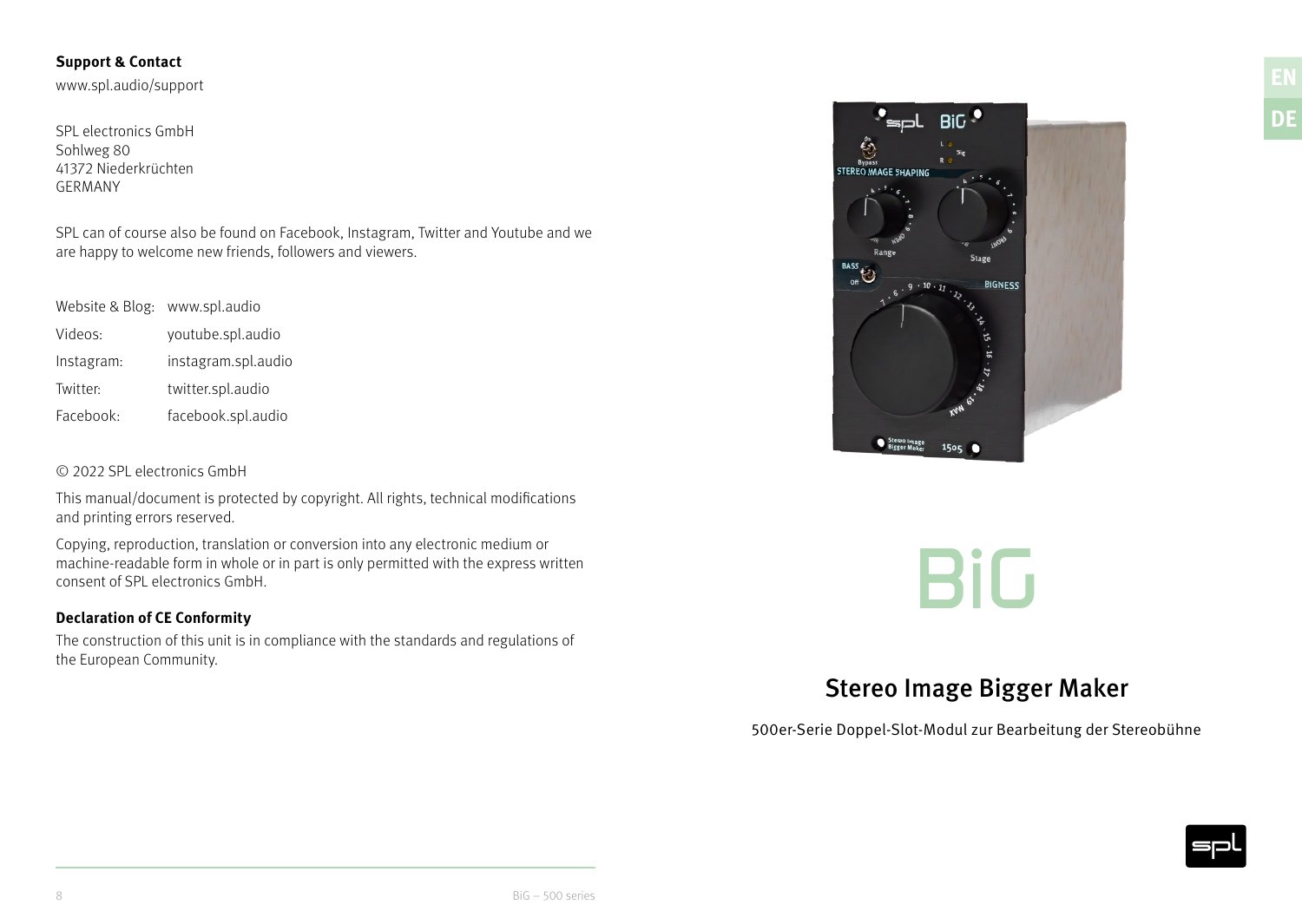**Support & Contact**

www.spl.audio/support

SPL electronics GmbH
Sohlweg 80
41372 Niederkrüchten
GERMANY

SPL can of course also be found on Facebook, Instagram, Twitter and Youtube and we are happy to welcome new friends, followers and viewers.

| | |
|---|---|
| Website & Blog: | www.spl.audio |
| Videos: | youtube.spl.audio |
| Instagram: | instagram.spl.audio |
| Twitter: | twitter.spl.audio |
| Facebook: | facebook.spl.audio |

© 2022 SPL electronics GmbH

This manual/document is protected by copyright. All rights, technical modifications and printing errors reserved.

Copying, reproduction, translation or conversion into any electronic medium or machine-readable form in whole or in part is only permitted with the express written consent of SPL electronics GmbH.

**Declaration of CE Conformity**

The construction of this unit is in compliance with the standards and regulations of the European Community.

EN DE

# BiG

## Stereo Image Bigger Maker

500er-Serie Doppel-Slot-Modul zur Bearbeitung der Stereobühne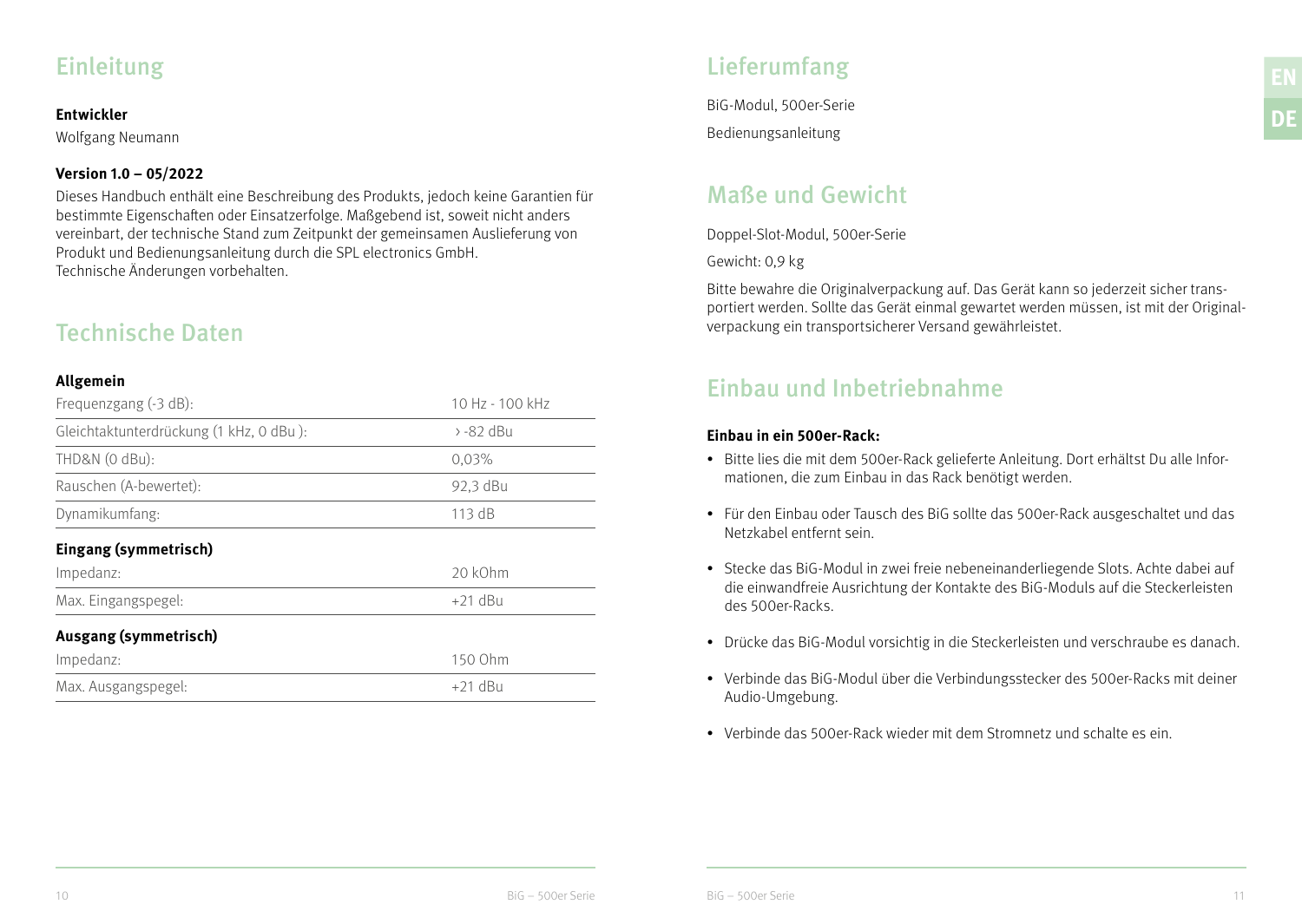## Einleitung

**Entwickler**
Wolfgang Neumann

**Version 1.0 – 05/2022**
Dieses Handbuch enthält eine Beschreibung des Produkts, jedoch keine Garantien für bestimmte Eigenschaften oder Einsatzerfolge. Maßgebend ist, soweit nicht anders vereinbart, der technische Stand zum Zeitpunkt der gemeinsamen Auslieferung von Produkt und Bedienungsanleitung durch die SPL electronics GmbH.
Technische Änderungen vorbehalten.

## Technische Daten

**Allgemein**

| | |
|---|---|
| Frequenzgang (-3 dB): | 10 Hz - 100 kHz |
| Gleichtaktunterdrückung (1 kHz, 0 dBu ): | > -82 dBu |
| THD&N (0 dBu): | 0,03% |
| Rauschen (A-bewertet): | 92,3 dBu |
| Dynamikumfang: | 113 dB |

**Eingang (symmetrisch)**

| | |
|---|---|
| Impedanz: | 20 kOhm |
| Max. Eingangspegel: | +21 dBu |

**Ausgang (symmetrisch)**

| | |
|---|---|
| Impedanz: | 150 Ohm |
| Max. Ausgangspegel: | +21 dBu |

## Lieferumfang

BiG-Modul, 500er-Serie

Bedienungsanleitung

## Maße und Gewicht

Doppel-Slot-Modul, 500er-Serie

Gewicht: 0,9 kg

Bitte bewahre die Originalverpackung auf. Das Gerät kann so jederzeit sicher transportiert werden. Sollte das Gerät einmal gewartet werden müssen, ist mit der Originalverpackung ein transportsicherer Versand gewährleistet.

## Einbau und Inbetriebnahme

**Einbau in ein 500er-Rack:**

- Bitte lies die mit dem 500er-Rack gelieferte Anleitung. Dort erhältst Du alle Informationen, die zum Einbau in das Rack benötigt werden.
- Für den Einbau oder Tausch des BiG sollte das 500er-Rack ausgeschaltet und das Netzkabel entfernt sein.
- Stecke das BiG-Modul in zwei freie nebeneinanderliegende Slots. Achte dabei auf die einwandfreie Ausrichtung der Kontakte des BiG-Moduls auf die Steckerleisten des 500er-Racks.
- Drücke das BiG-Modul vorsichtig in die Steckerleisten und verschraube es danach.
- Verbinde das BiG-Modul über die Verbindungsstecker des 500er-Racks mit deiner Audio-Umgebung.
- Verbinde das 500er-Rack wieder mit dem Stromnetz und schalte es ein.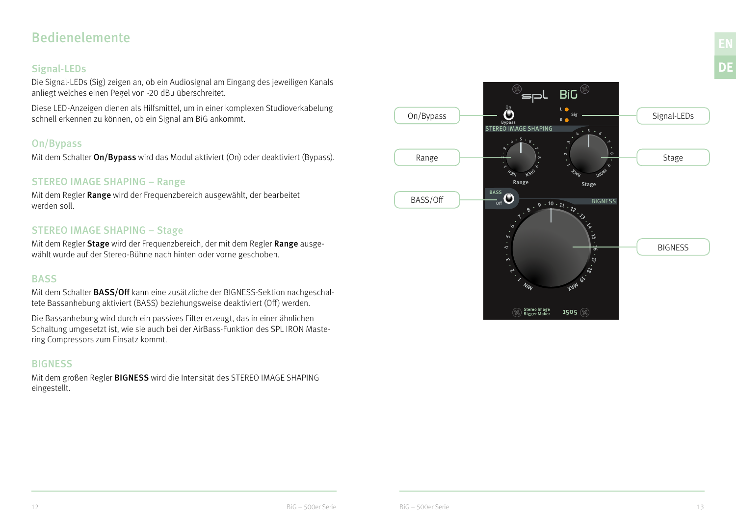# Bedienelemente

## Signal-LEDs

Die Signal-LEDs (Sig) zeigen an, ob ein Audiosignal am Eingang des jeweiligen Kanals anliegt welches einen Pegel von -20 dBu überschreitet.

Diese LED-Anzeigen dienen als Hilfsmittel, um in einer komplexen Studioverkabelung schnell erkennen zu können, ob ein Signal am BiG ankommt.

## On/Bypass

Mit dem Schalter **On/Bypass** wird das Modul aktiviert (On) oder deaktiviert (Bypass).

## STEREO IMAGE SHAPING – Range

Mit dem Regler **Range** wird der Frequenzbereich ausgewählt, der bearbeitet werden soll.

## STEREO IMAGE SHAPING – Stage

Mit dem Regler **Stage** wird der Frequenzbereich, der mit dem Regler **Range** ausgewählt wurde auf der Stereo-Bühne nach hinten oder vorne geschoben.

## BASS

Mit dem Schalter **BASS/Off** kann eine zusätzliche der BIGNESS-Sektion nachgeschaltete Bassanhebung aktiviert (BASS) beziehungsweise deaktiviert (Off) werden.

Die Bassanhebung wird durch ein passives Filter erzeugt, das in einer ähnlichen Schaltung umgesetzt ist, wie sie auch bei der AirBass-Funktion des SPL IRON Mastering Compressors zum Einsatz kommt.

## BIGNESS

Mit dem großen Regler **BIGNESS** wird die Intensität des STEREO IMAGE SHAPING eingestellt.

On/Bypass

Range

BASS/Off

Signal-LEDs

Stage

BIGNESS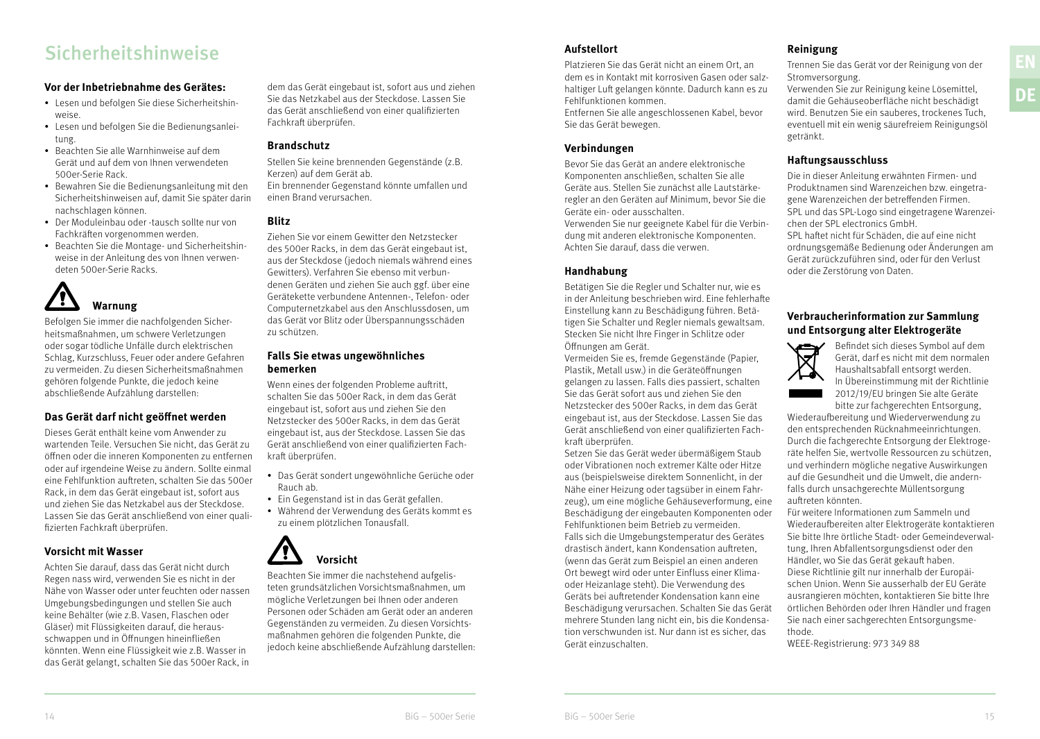# Sicherheitshinweise

**Vor der Inbetriebnahme des Gerätes:**

- Lesen und befolgen Sie diese Sicherheitshinweise.
- Lesen und befolgen Sie die Bedienungsanleitung.
- Beachten Sie alle Warnhinweise auf dem Gerät und auf dem von Ihnen verwendeten 500er-Serie Rack.
- Bewahren Sie die Bedienungsanleitung mit den Sicherheitshinweisen auf, damit Sie später darin nachschlagen können.
- Der Moduleinbau oder -tausch sollte nur von Fachkräften vorgenommen werden.
- Beachten Sie die Montage- und Sicherheitshinweise in der Anleitung des von Ihnen verwendeten 500er-Serie Racks.

## Warnung

Befolgen Sie immer die nachfolgenden Sicherheitsmaßnahmen, um schwere Verletzungen oder sogar tödliche Unfälle durch elektrischen Schlag, Kurzschluss, Feuer oder andere Gefahren zu vermeiden. Zu diesen Sicherheitsmaßnahmen gehören folgende Punkte, die jedoch keine abschließende Aufzählung darstellen:

### Das Gerät darf nicht geöffnet werden

Dieses Gerät enthält keine vom Anwender zu wartenden Teile. Versuchen Sie nicht, das Gerät zu öffnen oder die inneren Komponenten zu entfernen oder auf irgendeine Weise zu ändern. Sollte einmal eine Fehlfunktion auftreten, schalten Sie das 500er Rack, in dem das Gerät eingebaut ist, sofort aus und ziehen Sie das Netzkabel aus der Steckdose. Lassen Sie das Gerät anschließend von einer qualifizierten Fachkraft überprüfen.

### Vorsicht mit Wasser

Achten Sie darauf, dass das Gerät nicht durch Regen nass wird, verwenden Sie es nicht in der Nähe von Wasser oder unter feuchten oder nassen Umgebungsbedingungen und stellen Sie auch keine Behälter (wie z.B. Vasen, Flaschen oder Gläser) mit Flüssigkeiten darauf, die herausschwappen und in Öffnungen hineinfließen könnten. Wenn eine Flüssigkeit wie z.B. Wasser in das Gerät gelangt, schalten Sie das 500er Rack, in dem das Gerät eingebaut ist, sofort aus und ziehen Sie das Netzkabel aus der Steckdose. Lassen Sie das Gerät anschließend von einer qualifizierten Fachkraft überprüfen.

### Brandschutz

Stellen Sie keine brennenden Gegenstände (z.B. Kerzen) auf dem Gerät ab.
Ein brennender Gegenstand könnte umfallen und einen Brand verursachen.

### Blitz

Ziehen Sie vor einem Gewitter den Netzstecker des 500er Racks, in dem das Gerät eingebaut ist, aus der Steckdose (jedoch niemals während eines Gewitters). Verfahren Sie ebenso mit verbundenen Geräten und ziehen Sie auch ggf. über eine Gerätekette verbundene Antennen-, Telefon- oder Computernetzkabel aus den Anschlussdosen, um das Gerät vor Blitz oder Überspannungsschäden zu schützen.

### Falls Sie etwas ungewöhnliches bemerken

Wenn eines der folgenden Probleme auftritt, schalten Sie das 500er Rack, in dem das Gerät eingebaut ist, sofort aus und ziehen Sie den Netzstecker des 500er Racks, in dem das Gerät eingebaut ist, aus der Steckdose. Lassen Sie das Gerät anschließend von einer qualifizierten Fachkraft überprüfen.

- Das Gerät sondert ungewöhnliche Gerüche oder Rauch ab.
- Ein Gegenstand ist in das Gerät gefallen.
- Während der Verwendung des Geräts kommt es zu einem plötzlichen Tonausfall.

## Vorsicht

Beachten Sie immer die nachstehend aufgelisteten grundsätzlichen Vorsichtsmaßnahmen, um mögliche Verletzungen bei Ihnen oder anderen Personen oder Schäden am Gerät oder an anderen Gegenständen zu vermeiden. Zu diesen Vorsichtsmaßnahmen gehören die folgenden Punkte, die jedoch keine abschließende Aufzählung darstellen:

### Aufstellort

Platzieren Sie das Gerät nicht an einem Ort, an dem es in Kontakt mit korrosiven Gasen oder salzhaltiger Luft gelangen könnte. Dadurch kann es zu Fehlfunktionen kommen.
Entfernen Sie alle angeschlossenen Kabel, bevor Sie das Gerät bewegen.

### Verbindungen

Bevor Sie das Gerät an andere elektronische Komponenten anschließen, schalten Sie alle Geräte aus. Stellen Sie zunächst alle Lautstärkeregler an den Geräten auf Minimum, bevor Sie die Geräte ein- oder ausschalten.
Verwenden Sie nur geeignete Kabel für die Verbindung mit anderen elektronische Komponenten. Achten Sie darauf, dass die verwen.

### Handhabung

Betätigen Sie die Regler und Schalter nur, wie es in der Anleitung beschrieben wird. Eine fehlerhafte Einstellung kann zu Beschädigung führen. Betätigen Sie Schalter und Regler niemals gewaltsam. Stecken Sie nicht Ihre Finger in Schlitze oder Öffnungen am Gerät.
Vermeiden Sie es, fremde Gegenstände (Papier, Plastik, Metall usw.) in die Geräteöffnungen gelangen zu lassen. Falls dies passiert, schalten Sie das Gerät sofort aus und ziehen Sie den Netzstecker des 500er Racks, in dem das Gerät eingebaut ist, aus der Steckdose. Lassen Sie das Gerät anschließend von einer qualifizierten Fachkraft überprüfen.
Setzen Sie das Gerät weder übermäßigem Staub oder Vibrationen noch extremer Kälte oder Hitze aus (beispielsweise direktem Sonnenlicht, in der Nähe einer Heizung oder tagsüber in einem Fahrzeug), um eine mögliche Gehäuseverformung, eine Beschädigung der eingebauten Komponenten oder Fehlfunktionen beim Betrieb zu vermeiden.
Falls sich die Umgebungstemperatur des Gerätes drastisch ändert, kann Kondensation auftreten, (wenn das Gerät zum Beispiel an einen anderen Ort bewegt wird oder unter Einfluss einer Klima- oder Heizanlage steht). Die Verwendung des Geräts bei auftretender Kondensation kann eine Beschädigung verursachen. Schalten Sie das Gerät mehrere Stunden lang nicht ein, bis die Kondensation verschwunden ist. Nur dann ist es sicher, das Gerät einzuschalten.

### Reinigung

Trennen Sie das Gerät vor der Reinigung von der Stromversorgung.
Verwenden Sie zur Reinigung keine Lösemittel, damit die Gehäuseoberfläche nicht beschädigt wird. Benutzen Sie ein sauberes, trockenes Tuch, eventuell mit ein wenig säurefreiem Reinigungsöl getränkt.

### Haftungsausschluss

Die in dieser Anleitung erwähnten Firmen- und Produktnamen sind Warenzeichen bzw. eingetragene Warenzeichen der betreffenden Firmen.
SPL und das SPL-Logo sind eingetragene Warenzeichen der SPL electronics GmbH.
SPL haftet nicht für Schäden, die auf eine nicht ordnungsgemäße Bedienung oder Änderungen am Gerät zurückzuführen sind, oder für den Verlust oder die Zerstörung von Daten.

### Verbraucherinformation zur Sammlung und Entsorgung alter Elektrogeräte

Befindet sich dieses Symbol auf dem Gerät, darf es nicht mit dem normalen Haushaltsabfall entsorgt werden.
In Übereinstimmung mit der Richtlinie 2012/19/EU bringen Sie alte Geräte bitte zur fachgerechten Entsorgung, Wiederaufbereitung und Wiederverwendung zu den entsprechenden Rücknahmeeinrichtungen. Durch die fachgerechte Entsorgung der Elektrogeräte helfen Sie, wertvolle Ressourcen zu schützen, und verhindern mögliche negative Auswirkungen auf die Gesundheit und die Umwelt, die andernfalls durch unsachgerechte Müllentsorgung auftreten könnten.
Für weitere Informationen zum Sammeln und Wiederaufbereiten alter Elektrogeräte kontaktieren Sie bitte Ihre örtliche Stadt- oder Gemeindeverwaltung, Ihren Abfallentsorgungsdienst oder den Händler, wo Sie das Gerät gekauft haben.
Diese Richtlinie gilt nur innerhalb der Europäischen Union. Wenn Sie ausserhalb der EU Geräte ausrangieren möchten, kontaktieren Sie bitte Ihre örtlichen Behörden oder Ihren Händler und fragen Sie nach einer sachgerechten Entsorgungsmethode.
WEEE-Registrierung: 973 349 88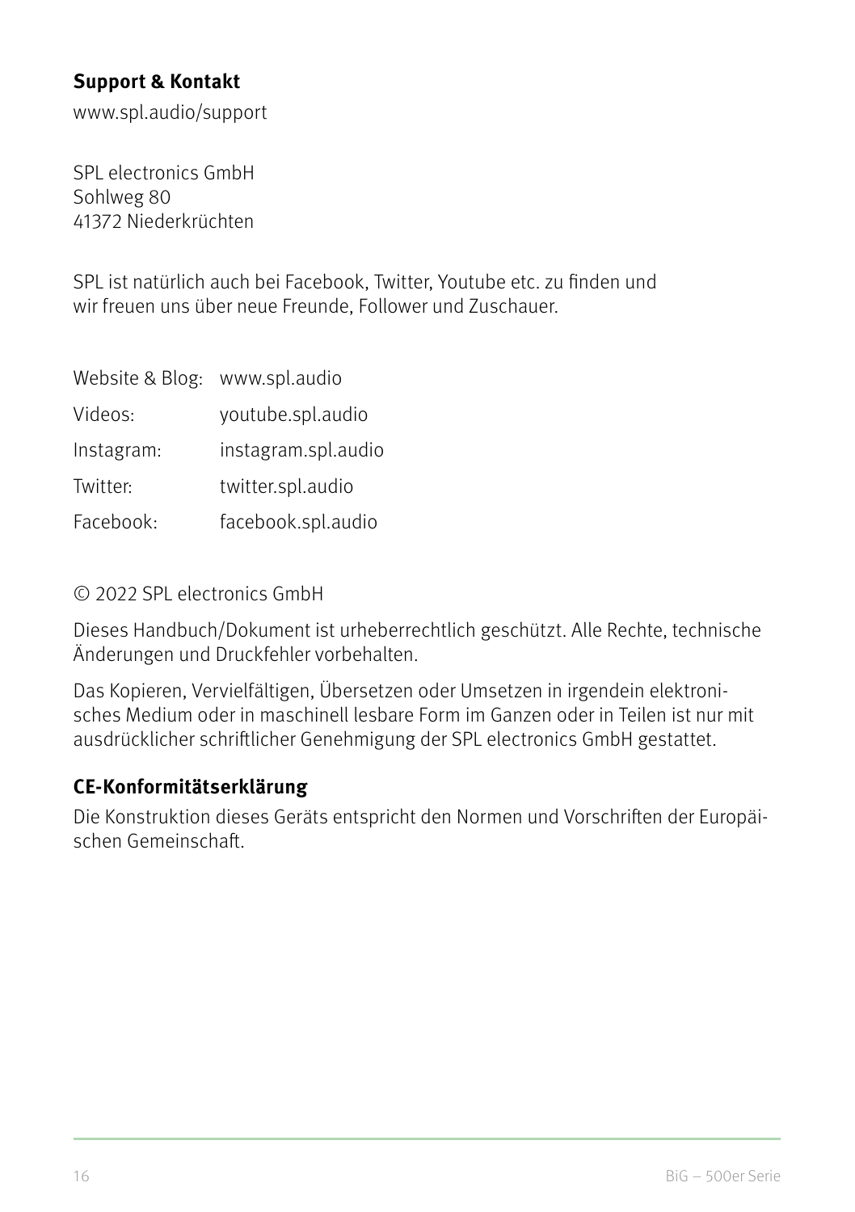**Support & Kontakt**

www.spl.audio/support

SPL electronics GmbH
Sohlweg 80
41372 Niederkrüchten

SPL ist natürlich auch bei Facebook, Twitter, Youtube etc. zu finden und wir freuen uns über neue Freunde, Follower und Zuschauer.

| | |
|---|---|
| Website & Blog: | www.spl.audio |
| Videos: | youtube.spl.audio |
| Instagram: | instagram.spl.audio |
| Twitter: | twitter.spl.audio |
| Facebook: | facebook.spl.audio |

© 2022 SPL electronics GmbH

Dieses Handbuch/Dokument ist urheberrechtlich geschützt. Alle Rechte, technische Änderungen und Druckfehler vorbehalten.

Das Kopieren, Vervielfältigen, Übersetzen oder Umsetzen in irgendein elektronisches Medium oder in maschinell lesbare Form im Ganzen oder in Teilen ist nur mit ausdrücklicher schriftlicher Genehmigung der SPL electronics GmbH gestattet.

**CE-Konformitätserklärung**

Die Konstruktion dieses Geräts entspricht den Normen und Vorschriften der Europäischen Gemeinschaft.